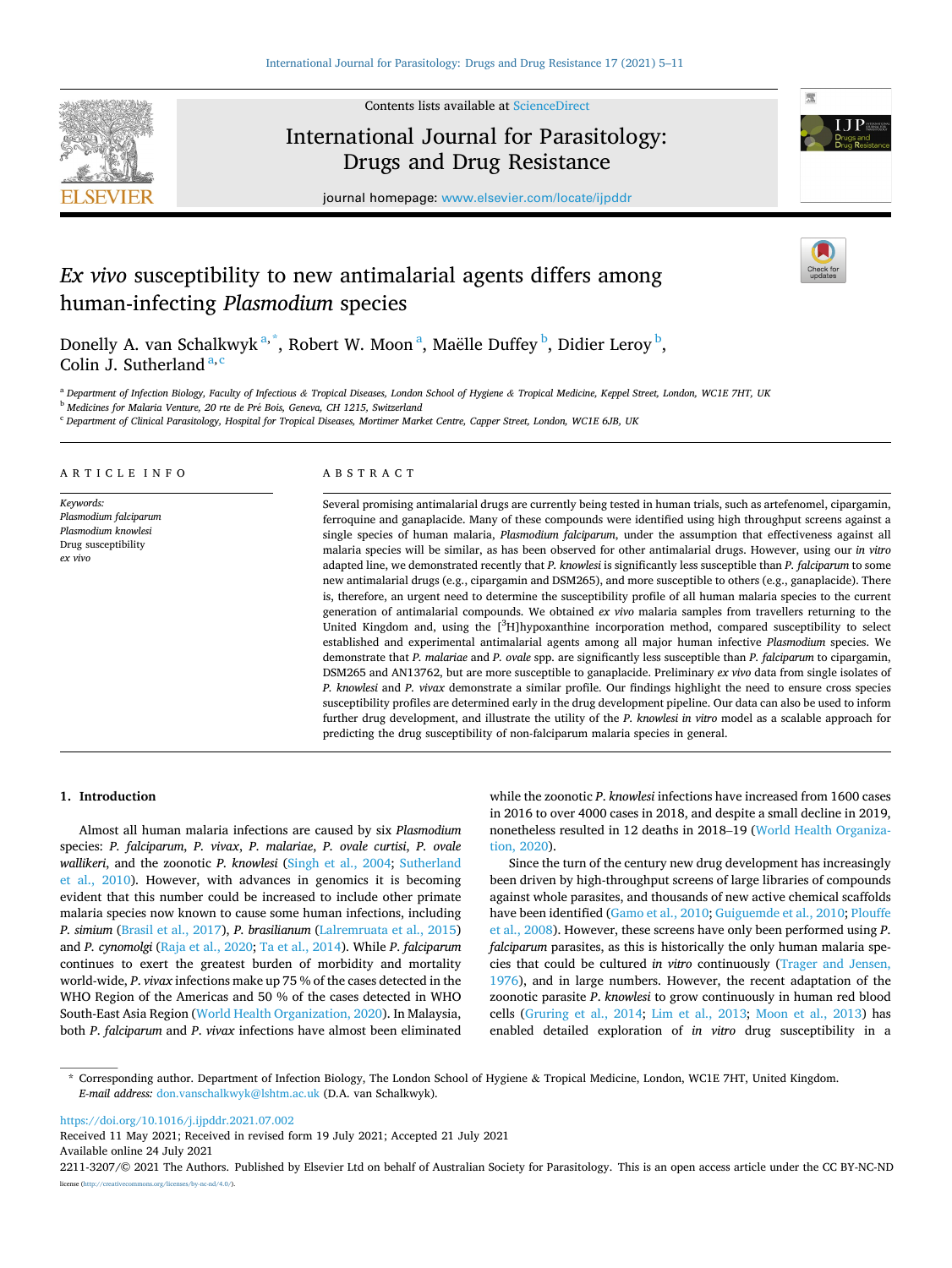Contents lists available at ScienceDirect

# International Journal for Parasitology: Drugs and Drug Resistance

journal homepage: www.elsevier.com/locate/ijpddr

# *Ex vivo* susceptibility to new antimalarial agents differs among human-infecting *Plasmodium* species

Donelly A. van Schalkwyk[a,*], Robert W. Moon[a], Maëlle Duffey[b], Didier Leroy[b], Colin J. Sutherland[a,c]

[a] Department of Infection Biology, Faculty of Infectious & Tropical Diseases, London School of Hygiene & Tropical Medicine, Keppel Street, London, WC1E 7HT, UK
[b] Medicines for Malaria Venture, 20 rte de Pré Bois, Geneva, CH 1215, Switzerland
[c] Department of Clinical Parasitology, Hospital for Tropical Diseases, Mortimer Market Centre, Capper Street, London, WC1E 6JB, UK

## ARTICLE INFO

*Keywords:*
*Plasmodium falciparum*
*Plasmodium knowlesi*
Drug susceptibility
*ex vivo*

## ABSTRACT

Several promising antimalarial drugs are currently being tested in human trials, such as artefenomel, cipargamin, ferroquine and ganaplacide. Many of these compounds were identified using high throughput screens against a single species of human malaria, *Plasmodium falciparum*, under the assumption that effectiveness against all malaria species will be similar, as has been observed for other antimalarial drugs. However, using our *in vitro* adapted line, we demonstrated recently that *P. knowlesi* is significantly less susceptible than *P. falciparum* to some new antimalarial drugs (e.g., cipargamin and DSM265), and more susceptible to others (e.g., ganaplacide). There is, therefore, an urgent need to determine the susceptibility profile of all human malaria species to the current generation of antimalarial compounds. We obtained *ex vivo* malaria samples from travellers returning to the United Kingdom and, using the [$^3$H]hypoxanthine incorporation method, compared susceptibility to select established and experimental antimalarial agents among all major human infective *Plasmodium* species. We demonstrate that *P. malariae* and *P. ovale* spp. are significantly less susceptible than *P. falciparum* to cipargamin, DSM265 and AN13762, but are more susceptible to ganaplacide. Preliminary *ex vivo* data from single isolates of *P. knowlesi* and *P. vivax* demonstrate a similar profile. Our findings highlight the need to ensure cross species susceptibility profiles are determined early in the drug development pipeline. Our data can also be used to inform further drug development, and illustrate the utility of the *P. knowlesi in vitro* model as a scalable approach for predicting the drug susceptibility of non-falciparum malaria species in general.

## 1. Introduction

Almost all human malaria infections are caused by six *Plasmodium* species: *P. falciparum*, *P. vivax*, *P. malariae*, *P. ovale curtisi*, *P. ovale wallikeri*, and the zoonotic *P. knowlesi* (Singh et al., 2004; Sutherland et al., 2010). However, with advances in genomics it is becoming evident that this number could be increased to include other primate malaria species now known to cause some human infections, including *P. simium* (Brasil et al., 2017), *P. brasilianum* (Lalremruata et al., 2015) and *P. cynomolgi* (Raja et al., 2020; Ta et al., 2014). While *P. falciparum* continues to exert the greatest burden of morbidity and mortality world-wide, *P. vivax* infections make up 75 % of the cases detected in the WHO Region of the Americas and 50 % of the cases detected in WHO South-East Asia Region (World Health Organization, 2020). In Malaysia, both *P. falciparum* and *P. vivax* infections have almost been eliminated while the zoonotic *P. knowlesi* infections have increased from 1600 cases in 2016 to over 4000 cases in 2018, and despite a small decline in 2019, nonetheless resulted in 12 deaths in 2018–19 (World Health Organization, 2020).

Since the turn of the century new drug development has increasingly been driven by high-throughput screens of large libraries of compounds against whole parasites, and thousands of new active chemical scaffolds have been identified (Gamo et al., 2010; Guiguemde et al., 2010; Plouffe et al., 2008). However, these screens have only been performed using *P. falciparum* parasites, as this is historically the only human malaria species that could be cultured *in vitro* continuously (Trager and Jensen, 1976), and in large numbers. However, the recent adaptation of the zoonotic parasite *P. knowlesi* to grow continuously in human red blood cells (Gruring et al., 2014; Lim et al., 2013; Moon et al., 2013) has enabled detailed exploration of *in vitro* drug susceptibility in a

* Corresponding author. Department of Infection Biology, The London School of Hygiene & Tropical Medicine, London, WC1E 7HT, United Kingdom.
*E-mail address:* don.vanschalkwyk@lshtm.ac.uk (D.A. van Schalkwyk).

https://doi.org/10.1016/j.ijpddr.2021.07.002
Received 11 May 2021; Received in revised form 19 July 2021; Accepted 21 July 2021
Available online 24 July 2021
2211-3207/© 2021 The Authors. Published by Elsevier Ltd on behalf of Australian Society for Parasitology. This is an open access article under the CC BY-NC-ND license (http://creativecommons.org/licenses/by-nc-nd/4.0/).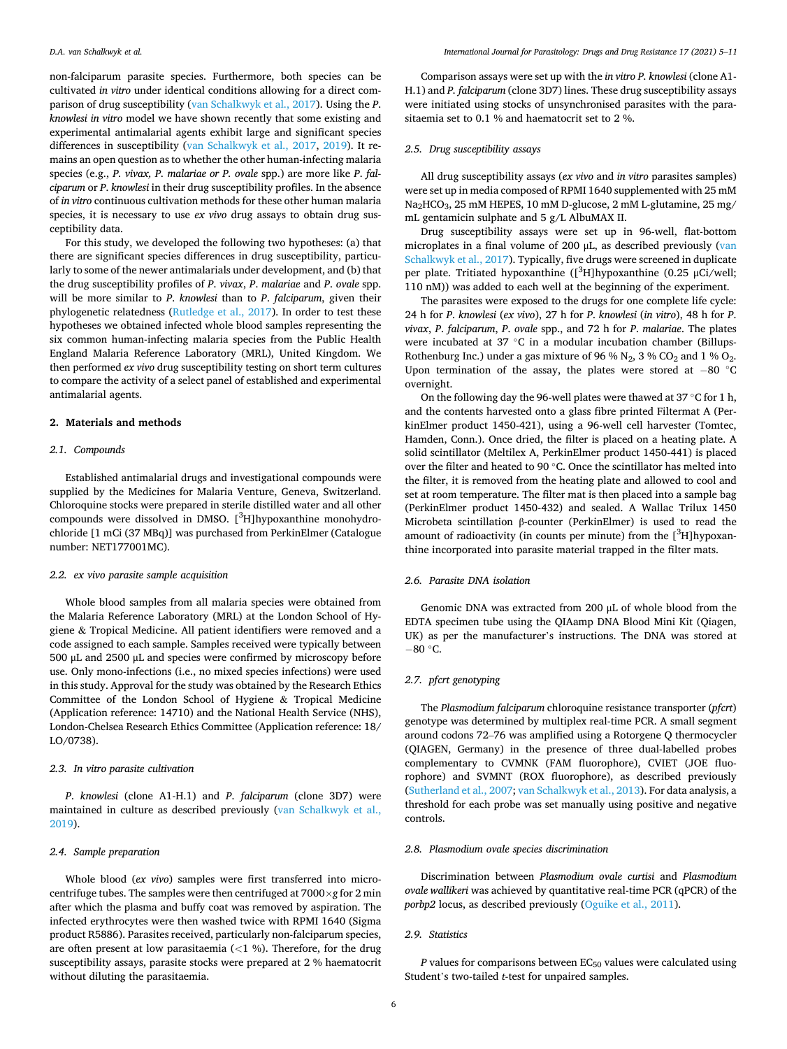non-falciparum parasite species. Furthermore, both species can be cultivated *in vitro* under identical conditions allowing for a direct comparison of drug susceptibility (van Schalkwyk et al., 2017). Using the *P. knowlesi in vitro* model we have shown recently that some existing and experimental antimalarial agents exhibit large and significant species differences in susceptibility (van Schalkwyk et al., 2017, 2019). It remains an open question as to whether the other human-infecting malaria species (e.g., *P. vivax, P. malariae or P. ovale* spp.) are more like *P. falciparum* or *P. knowlesi* in their drug susceptibility profiles. In the absence of *in vitro* continuous cultivation methods for these other human malaria species, it is necessary to use *ex vivo* drug assays to obtain drug susceptibility data.

For this study, we developed the following two hypotheses: (a) that there are significant species differences in drug susceptibility, particularly to some of the newer antimalarials under development, and (b) that the drug susceptibility profiles of *P. vivax*, *P. malariae* and *P. ovale* spp. will be more similar to *P. knowlesi* than to *P. falciparum*, given their phylogenetic relatedness (Rutledge et al., 2017). In order to test these hypotheses we obtained infected whole blood samples representing the six common human-infecting malaria species from the Public Health England Malaria Reference Laboratory (MRL), United Kingdom. We then performed *ex vivo* drug susceptibility testing on short term cultures to compare the activity of a select panel of established and experimental antimalarial agents.

## 2. Materials and methods

### 2.1. Compounds

Established antimalarial drugs and investigational compounds were supplied by the Medicines for Malaria Venture, Geneva, Switzerland. Chloroquine stocks were prepared in sterile distilled water and all other compounds were dissolved in DMSO. [$^3$H]hypoxanthine monohydrochloride [1 mCi (37 MBq)] was purchased from PerkinElmer (Catalogue number: NET177001MC).

### 2.2. ex vivo parasite sample acquisition

Whole blood samples from all malaria species were obtained from the Malaria Reference Laboratory (MRL) at the London School of Hygiene & Tropical Medicine. All patient identifiers were removed and a code assigned to each sample. Samples received were typically between 500 μL and 2500 μL and species were confirmed by microscopy before use. Only mono-infections (i.e., no mixed species infections) were used in this study. Approval for the study was obtained by the Research Ethics Committee of the London School of Hygiene & Tropical Medicine (Application reference: 14710) and the National Health Service (NHS), London-Chelsea Research Ethics Committee (Application reference: 18/LO/0738).

### 2.3. In vitro parasite cultivation

*P. knowlesi* (clone A1-H.1) and *P. falciparum* (clone 3D7) were maintained in culture as described previously (van Schalkwyk et al., 2019).

### 2.4. Sample preparation

Whole blood (*ex vivo*) samples were first transferred into microcentrifuge tubes. The samples were then centrifuged at 7000×*g* for 2 min after which the plasma and buffy coat was removed by aspiration. The infected erythrocytes were then washed twice with RPMI 1640 (Sigma product R5886). Parasites received, particularly non-falciparum species, are often present at low parasitaemia (<1 %). Therefore, for the drug susceptibility assays, parasite stocks were prepared at 2 % haematocrit without diluting the parasitaemia.

Comparison assays were set up with the *in vitro P. knowlesi* (clone A1-H.1) and *P. falciparum* (clone 3D7) lines. These drug susceptibility assays were initiated using stocks of unsynchronised parasites with the parasitaemia set to 0.1 % and haematocrit set to 2 %.

### 2.5. Drug susceptibility assays

All drug susceptibility assays (*ex vivo* and *in vitro* parasites samples) were set up in media composed of RPMI 1640 supplemented with 25 mM $Na_2HCO_3$, 25 mM HEPES, 10 mM D-glucose, 2 mM L-glutamine, 25 mg/mL gentamicin sulphate and 5 g/L AlbuMAX II.

Drug susceptibility assays were set up in 96-well, flat-bottom microplates in a final volume of 200 μL, as described previously (van Schalkwyk et al., 2017). Typically, five drugs were screened in duplicate per plate. Tritiated hypoxanthine ([$^3$H]hypoxanthine (0.25 μCi/well; 110 nM)) was added to each well at the beginning of the experiment.

The parasites were exposed to the drugs for one complete life cycle: 24 h for *P. knowlesi* (*ex vivo*), 27 h for *P. knowlesi* (*in vitro*), 48 h for *P. vivax*, *P. falciparum*, *P. ovale* spp., and 72 h for *P. malariae*. The plates were incubated at 37 °C in a modular incubation chamber (Billups-Rothenburg Inc.) under a gas mixture of 96 % $N_2$, 3 % $CO_2$ and 1 % $O_2$. Upon termination of the assay, the plates were stored at −80 °C overnight.

On the following day the 96-well plates were thawed at 37 °C for 1 h, and the contents harvested onto a glass fibre printed Filtermat A (PerkinElmer product 1450-421), using a 96-well cell harvester (Tomtec, Hamden, Conn.). Once dried, the filter is placed on a heating plate. A solid scintillator (Meltilex A, PerkinElmer product 1450-441) is placed over the filter and heated to 90 °C. Once the scintillator has melted into the filter, it is removed from the heating plate and allowed to cool and set at room temperature. The filter mat is then placed into a sample bag (PerkinElmer product 1450-432) and sealed. A Wallac Trilux 1450 Microbeta scintillation β-counter (PerkinElmer) is used to read the amount of radioactivity (in counts per minute) from the [$^3$H]hypoxanthine incorporated into parasite material trapped in the filter mats.

### 2.6. Parasite DNA isolation

Genomic DNA was extracted from 200 μL of whole blood from the EDTA specimen tube using the QIAmp DNA Blood Mini Kit (Qiagen, UK) as per the manufacturer's instructions. The DNA was stored at −80 °C.

### 2.7. pfcrt genotyping

The *Plasmodium falciparum* chloroquine resistance transporter (*pfcrt*) genotype was determined by multiplex real-time PCR. A small segment around codons 72–76 was amplified using a Rotorgene Q thermocycler (QIAGEN, Germany) in the presence of three dual-labelled probes complementary to CVMNK (FAM fluorophore), CVIET (JOE fluorophore) and SVMNT (ROX fluorophore), as described previously (Sutherland et al., 2007; van Schalkwyk et al., 2013). For data analysis, a threshold for each probe was set manually using positive and negative controls.

### 2.8. Plasmodium ovale species discrimination

Discrimination between *Plasmodium ovale curtisi* and *Plasmodium ovale wallikeri* was achieved by quantitative real-time PCR (qPCR) of the *porbp2* locus, as described previously (Oguike et al., 2011).

### 2.9. Statistics

*P* values for comparisons between $EC_{50}$ values were calculated using Student's two-tailed *t*-test for unpaired samples.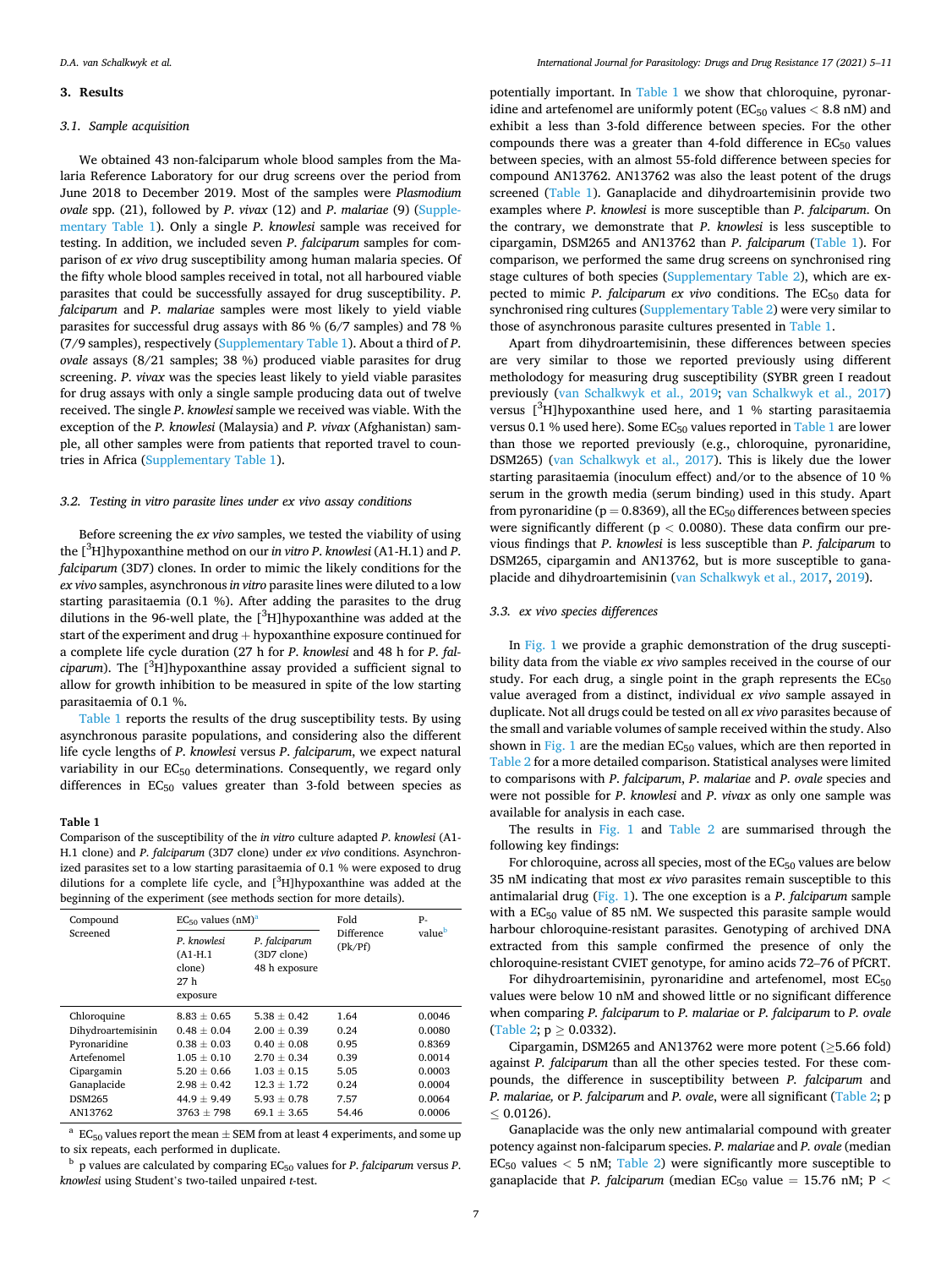## 3. Results

### 3.1. Sample acquisition

We obtained 43 non-falciparum whole blood samples from the Malaria Reference Laboratory for our drug screens over the period from June 2018 to December 2019. Most of the samples were *Plasmodium ovale* spp. (21), followed by *P. vivax* (12) and *P. malariae* (9) (Supplementary Table 1). Only a single *P. knowlesi* sample was received for testing. In addition, we included seven *P. falciparum* samples for comparison of *ex vivo* drug susceptibility among human malaria species. Of the fifty whole blood samples received in total, not all harboured viable parasites that could be successfully assayed for drug susceptibility. *P. falciparum* and *P. malariae* samples were most likely to yield viable parasites for successful drug assays with 86 % (6/7 samples) and 78 % (7/9 samples), respectively (Supplementary Table 1). About a third of *P. ovale* assays (8/21 samples; 38 %) produced viable parasites for drug screening. *P. vivax* was the species least likely to yield viable parasites for drug assays with only a single sample producing data out of twelve received. The single *P. knowlesi* sample we received was viable. With the exception of the *P. knowlesi* (Malaysia) and *P. vivax* (Afghanistan) sample, all other samples were from patients that reported travel to countries in Africa (Supplementary Table 1).

### 3.2. Testing in vitro parasite lines under ex vivo assay conditions

Before screening the *ex vivo* samples, we tested the viability of using the [$^3$H]hypoxanthine method on our *in vitro P. knowlesi* (A1-H.1) and *P. falciparum* (3D7) clones. In order to mimic the likely conditions for the *ex vivo* samples, asynchronous *in vitro* parasite lines were diluted to a low starting parasitaemia (0.1 %). After adding the parasites to the drug dilutions in the 96-well plate, the [$^3$H]hypoxanthine was added at the start of the experiment and drug + hypoxanthine exposure continued for a complete life cycle duration (27 h for *P. knowlesi* and 48 h for *P. falciparum*). The [$^3$H]hypoxanthine assay provided a sufficient signal to allow for growth inhibition to be measured in spite of the low starting parasitaemia of 0.1 %.

Table 1 reports the results of the drug susceptibility tests. By using asynchronous parasite populations, and considering also the different life cycle lengths of *P. knowlesi* versus *P. falciparum*, we expect natural variability in our $EC_{50}$ determinations. Consequently, we regard only differences in $EC_{50}$ values greater than 3-fold between species as potentially important. In Table 1 we show that chloroquine, pyronaridine and artefenomel are uniformly potent ($EC_{50}$ values < 8.8 nM) and exhibit a less than 3-fold difference between species. For the other compounds there was a greater than 4-fold difference in $EC_{50}$ values between species, with an almost 55-fold difference between species for compound AN13762. AN13762 was also the least potent of the drugs screened (Table 1). Ganaplacide and dihydroartemisinin provide two examples where *P. knowlesi* is more susceptible than *P. falciparum*. On the contrary, we demonstrate that *P. knowlesi* is less susceptible to cipargamin, DSM265 and AN13762 than *P. falciparum* (Table 1). For comparison, we performed the same drug screens on synchronised ring stage cultures of both species (Supplementary Table 2), which are expected to mimic *P. falciparum ex vivo* conditions. The $EC_{50}$ data for synchronised ring cultures (Supplementary Table 2) were very similar to those of asynchronous parasite cultures presented in Table 1.

**Table 1**
Comparison of the susceptibility of the *in vitro* culture adapted *P. knowlesi* (A1-H.1 clone) and *P. falciparum* (3D7 clone) under *ex vivo* conditions. Asynchronized parasites set to a low starting parasitaemia of 0.1 % were exposed to drug dilutions for a complete life cycle, and [$^3$H]hypoxanthine was added at the beginning of the experiment (see methods section for more details).

| Compound Screened | $EC_{50}$ values (nM)[a] | | Fold Difference (Pk/Pf) | P-value[b] |
|---|---|---|---|---|
| | *P. knowlesi* (A1-H.1 clone) 27 h exposure | *P. falciparum* (3D7 clone) 48 h exposure | | |
| Chloroquine | 8.83 ± 0.65 | 5.38 ± 0.42 | 1.64 | 0.0046 |
| Dihydroartemisinin | 0.48 ± 0.04 | 2.00 ± 0.39 | 0.24 | 0.0080 |
| Pyronaridine | 0.38 ± 0.03 | 0.40 ± 0.08 | 0.95 | 0.8369 |
| Artefenomel | 1.05 ± 0.10 | 2.70 ± 0.34 | 0.39 | 0.0014 |
| Cipargamin | 5.20 ± 0.66 | 1.03 ± 0.15 | 5.05 | 0.0003 |
| Ganaplacide | 2.98 ± 0.42 | 12.3 ± 1.72 | 0.24 | 0.0004 |
| DSM265 | 44.9 ± 9.49 | 5.93 ± 0.78 | 7.57 | 0.0064 |
| AN13762 | 3763 ± 798 | 69.1 ± 3.65 | 54.46 | 0.0006 |

[a] $EC_{50}$ values report the mean ± SEM from at least 4 experiments, and some up to six repeats, each performed in duplicate.
[b] p values are calculated by comparing $EC_{50}$ values for *P. falciparum* versus *P. knowlesi* using Student's two-tailed unpaired *t*-test.

Apart from dihydroartemisinin, these differences between species are very similar to those we reported previously using different methodology for measuring drug susceptibility (SYBR green I readout previously (van Schalkwyk et al., 2019; van Schalkwyk et al., 2017) versus [$^3$H]hypoxanthine used here, and 1 % starting parasitaemia versus 0.1 % used here). Some $EC_{50}$ values reported in Table 1 are lower than those we reported previously (e.g., chloroquine, pyronaridine, DSM265) (van Schalkwyk et al., 2017). This is likely due the lower starting parasitaemia (inoculum effect) and/or to the absence of 10 % serum in the growth media (serum binding) used in this study. Apart from pyronaridine ($p = 0.8369$), all the $EC_{50}$ differences between species were significantly different ($p < 0.0080$). These data confirm our previous findings that *P. knowlesi* is less susceptible than *P. falciparum* to DSM265, cipargamin and AN13762, but is more susceptible to ganaplacide and dihydroartemisinin (van Schalkwyk et al., 2017, 2019).

### 3.3. ex vivo species differences

In Fig. 1 we provide a graphic demonstration of the drug susceptibility data from the viable *ex vivo* samples received in the course of our study. For each drug, a single point in the graph represents the $EC_{50}$ value averaged from a distinct, individual *ex vivo* sample assayed in duplicate. Not all drugs could be tested on all *ex vivo* parasites because of the small and variable volumes of sample received within the study. Also shown in Fig. 1 are the median $EC_{50}$ values, which are then reported in Table 2 for a more detailed comparison. Statistical analyses were limited to comparisons with *P. falciparum*, *P. malariae* and *P. ovale* species and were not possible for *P. knowlesi* and *P. vivax* as only one sample was available for analysis in each case.

The results in Fig. 1 and Table 2 are summarised through the following key findings:

For chloroquine, across all species, most of the $EC_{50}$ values are below 35 nM indicating that most *ex vivo* parasites remain susceptible to this antimalarial drug (Fig. 1). The one exception is a *P. falciparum* sample with a $EC_{50}$ value of 85 nM. We suspected this parasite sample would harbour chloroquine-resistant parasites. Genotyping of archived DNA extracted from this sample confirmed the presence of only the chloroquine-resistant CVIET genotype, for amino acids 72–76 of PfCRT.

For dihydroartemisinin, pyronaridine and artefenomel, most $EC_{50}$ values were below 10 nM and showed little or no significant difference when comparing *P. falciparum* to *P. malariae* or *P. falciparum* to *P. ovale* (Table 2; $p \geq 0.0332$).

Cipargamin, DSM265 and AN13762 were more potent (≥5.66 fold) against *P. falciparum* than all the other species tested. For these compounds, the difference in susceptibility between *P. falciparum* and *P. malariae,* or *P. falciparum* and *P. ovale*, were all significant (Table 2; $p \leq 0.0126$).

Ganaplacide was the only new antimalarial compound with greater potency against non-falciparum species. *P. malariae* and *P. ovale* (median $EC_{50}$ values < 5 nM; Table 2) were significantly more susceptible to ganaplacide that *P. falciparum* (median $EC_{50}$ value = 15.76 nM; P <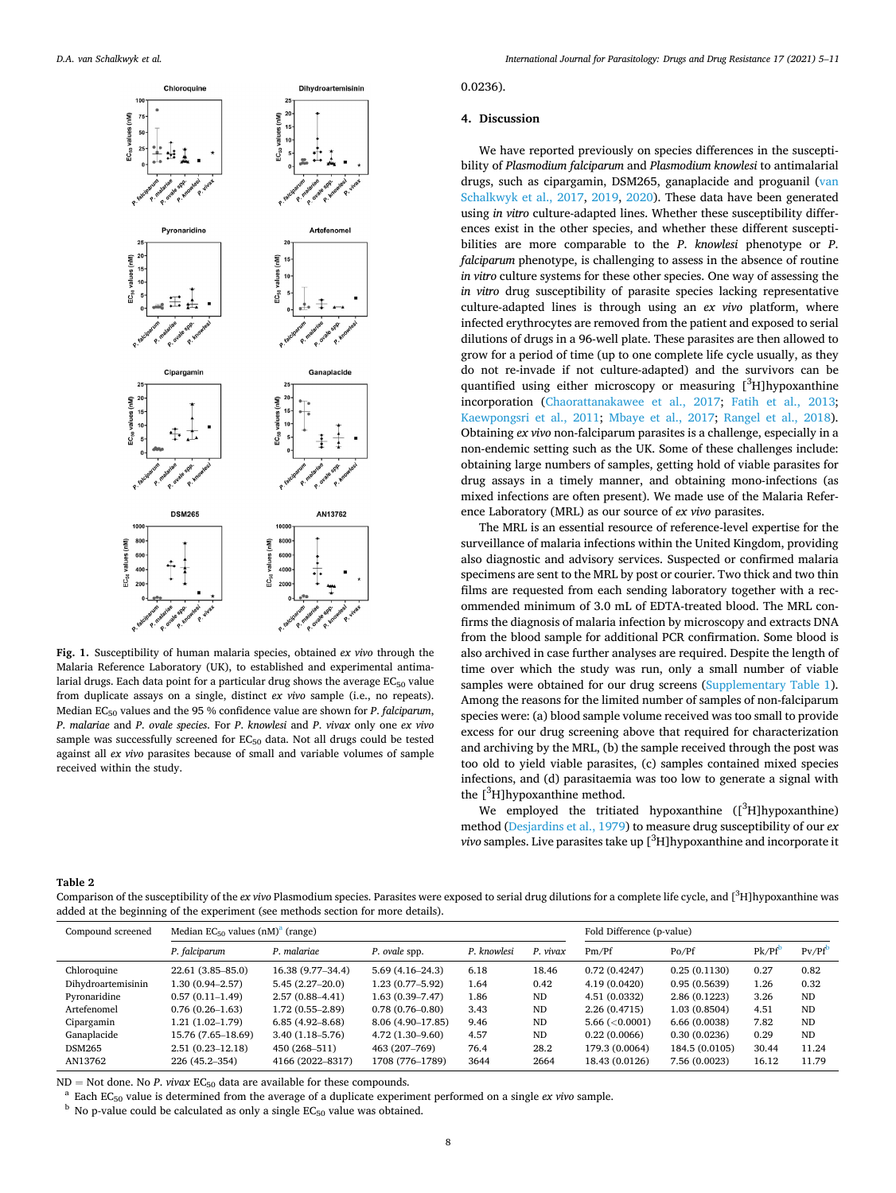**Fig. 1.** Susceptibility of human malaria species, obtained *ex vivo* through the Malaria Reference Laboratory (UK), to established and experimental antimalarial drugs. Each data point for a particular drug shows the average $EC_{50}$ value from duplicate assays on a single, distinct *ex vivo* sample (i.e., no repeats). Median $EC_{50}$ values and the 95 % confidence value are shown for *P. falciparum*, *P. malariae* and *P. ovale species*. For *P. knowlesi* and *P. vivax* only one *ex vivo* sample was successfully screened for $EC_{50}$ data. Not all drugs could be tested against all *ex vivo* parasites because of small and variable volumes of sample received within the study.

0.0236).

## 4. Discussion

We have reported previously on species differences in the susceptibility of *Plasmodium falciparum* and *Plasmodium knowlesi* to antimalarial drugs, such as cipargamin, DSM265, ganaplacide and proguanil (van Schalkwyk et al., 2017, 2019, 2020). These data have been generated using *in vitro* culture-adapted lines. Whether these susceptibility differences exist in the other species, and whether these different susceptibilities are more comparable to the *P. knowlesi* phenotype or *P. falciparum* phenotype, is challenging to assess in the absence of routine *in vitro* culture systems for these other species. One way of assessing the *in vitro* drug susceptibility of parasite species lacking representative culture-adapted lines is through using an *ex vivo* platform, where infected erythrocytes are removed from the patient and exposed to serial dilutions of drugs in a 96-well plate. These parasites are then allowed to grow for a period of time (up to one complete life cycle usually, as they do not re-invade if not culture-adapted) and the survivors can be quantified using either microscopy or measuring [$^{3}$H]hypoxanthine incorporation (Chaorattanakawee et al., 2017; Fatih et al., 2013; Kaewpongsri et al., 2011; Mbaye et al., 2017; Rangel et al., 2018). Obtaining *ex vivo* non-falciparum parasites is a challenge, especially in a non-endemic setting such as the UK. Some of these challenges include: obtaining large numbers of samples, getting hold of viable parasites for drug assays in a timely manner, and obtaining mono-infections (as mixed infections are often present). We made use of the Malaria Reference Laboratory (MRL) as our source of *ex vivo* parasites.

The MRL is an essential resource of reference-level expertise for the surveillance of malaria infections within the United Kingdom, providing also diagnostic and advisory services. Suspected or confirmed malaria specimens are sent to the MRL by post or courier. Two thick and two thin films are requested from each sending laboratory together with a recommended minimum of 3.0 mL of EDTA-treated blood. The MRL confirms the diagnosis of malaria infection by microscopy and extracts DNA from the blood sample for additional PCR confirmation. Some blood is also archived in case further analyses are required. Despite the length of time over which the study was run, only a small number of viable samples were obtained for our drug screens (Supplementary Table 1). Among the reasons for the limited number of samples of non-falciparum species were: (a) blood sample volume received was too small to provide excess for our drug screening above that required for characterization and archiving by the MRL, (b) the sample received through the post was too old to yield viable parasites, (c) samples contained mixed species infections, and (d) parasitaemia was too low to generate a signal with the [$^{3}$H]hypoxanthine method.

We employed the tritiated hypoxanthine ([$^{3}$H]hypoxanthine) method (Desjardins et al., 1979) to measure drug susceptibility of our *ex vivo* samples. Live parasites take up [$^{3}$H]hypoxanthine and incorporate it

**Table 2**
Comparison of the susceptibility of the *ex vivo* Plasmodium species. Parasites were exposed to serial drug dilutions for a complete life cycle, and [$^{3}$H]hypoxanthine was added at the beginning of the experiment (see methods section for more details).

| Compound screened | Median $EC_{50}$ values (nM)[a] (range) | | | | | Fold Difference (p-value) | | | |
|---|---|---|---|---|---|---|---|---|---|
| | *P. falciparum* | *P. malariae* | *P. ovale* spp. | *P. knowlesi* | *P. vivax* | Pm/Pf | Po/Pf | Pk/Pf[b] | Pv/Pf[b] |
| Chloroquine | 22.61 (3.85–85.0) | 16.38 (9.77–34.4) | 5.69 (4.16–24.3) | 6.18 | 18.46 | 0.72 (0.4247) | 0.25 (0.1130) | 0.27 | 0.82 |
| Dihydroartemisinin | 1.30 (0.94–2.57) | 5.45 (2.27–20.0) | 1.23 (0.77–5.92) | 1.64 | 0.42 | 4.19 (0.0420) | 0.95 (0.5639) | 1.26 | 0.32 |
| Pyronaridine | 0.57 (0.11–1.49) | 2.57 (0.88–4.41) | 1.63 (0.39–7.47) | 1.86 | ND | 4.51 (0.0332) | 2.86 (0.1223) | 3.26 | ND |
| Artefenomel | 0.76 (0.26–1.63) | 1.72 (0.55–2.89) | 0.78 (0.76–0.80) | 3.43 | ND | 2.26 (0.4715) | 1.03 (0.8504) | 4.51 | ND |
| Cipargamin | 1.21 (1.02–1.79) | 6.85 (4.92–8.68) | 8.06 (4.90–17.85) | 9.46 | ND | 5.66 (<0.0001) | 6.66 (0.0038) | 7.82 | ND |
| Ganaplacide | 15.76 (7.65–18.69) | 3.40 (1.18–5.76) | 4.72 (1.30–9.60) | 4.57 | ND | 0.22 (0.0066) | 0.30 (0.0236) | 0.29 | ND |
| DSM265 | 2.51 (0.23–12.18) | 450 (268–511) | 463 (207–769) | 76.4 | 28.2 | 179.3 (0.0064) | 184.5 (0.0105) | 30.44 | 11.24 |
| AN13762 | 226 (45.2–354) | 4166 (2022–8317) | 1708 (776–1789) | 3644 | 2664 | 18.43 (0.0126) | 7.56 (0.0023) | 16.12 | 11.79 |

ND = Not done. No *P. vivax* $EC_{50}$ data are available for these compounds.
[a] Each $EC_{50}$ value is determined from the average of a duplicate experiment performed on a single *ex vivo* sample.
[b] No p-value could be calculated as only a single $EC_{50}$ value was obtained.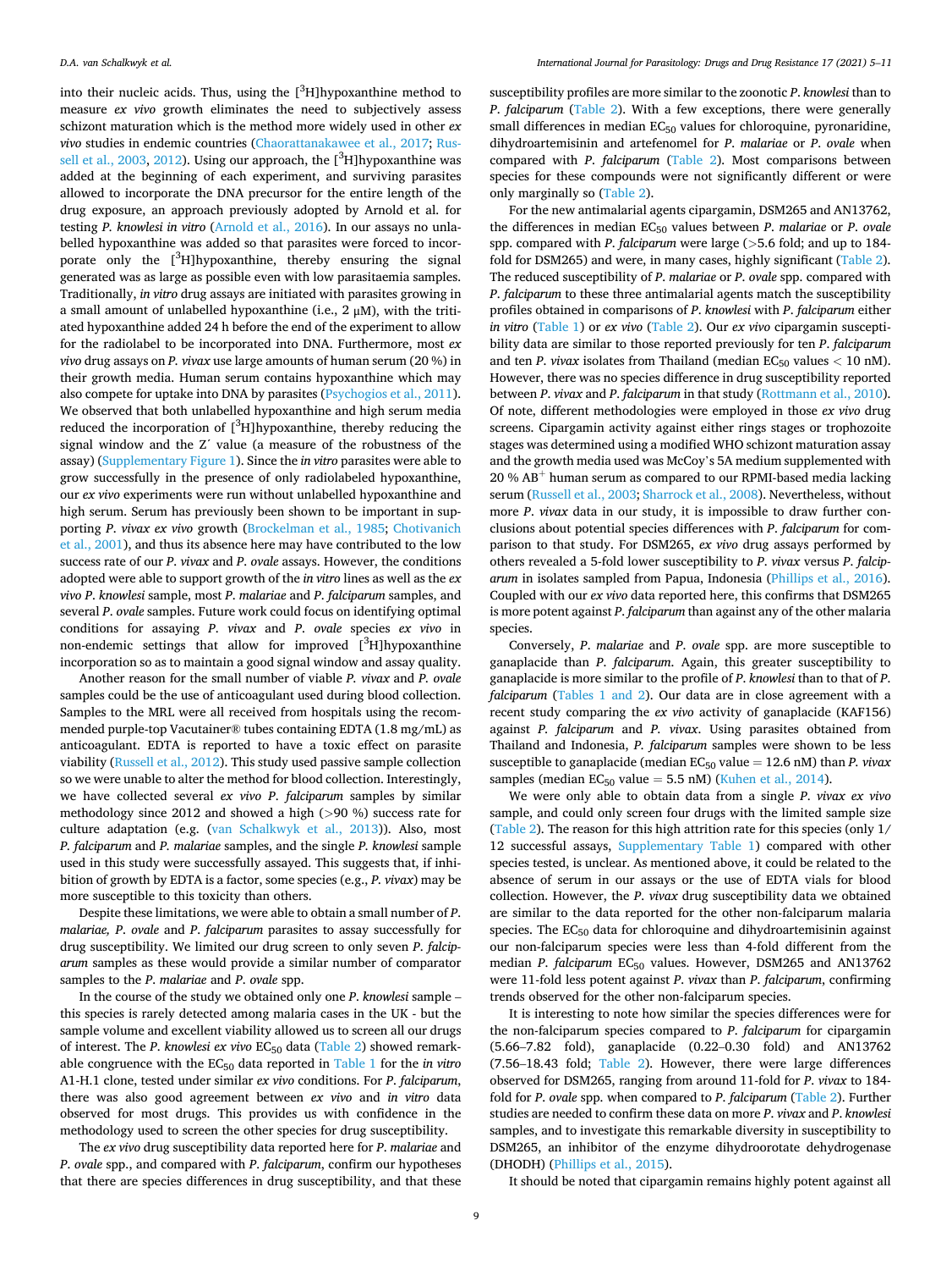into their nucleic acids. Thus, using the [$^3$H]hypoxanthine method to measure *ex vivo* growth eliminates the need to subjectively assess schizont maturation which is the method more widely used in other *ex vivo* studies in endemic countries (Chaorattanakawee et al., 2017; Russell et al., 2003, 2012). Using our approach, the [$^3$H]hypoxanthine was added at the beginning of each experiment, and surviving parasites allowed to incorporate the DNA precursor for the entire length of the drug exposure, an approach previously adopted by Arnold et al. for testing *P. knowlesi in vitro* (Arnold et al., 2016). In our assays no unlabelled hypoxanthine was added so that parasites were forced to incorporate only the [$^3$H]hypoxanthine, thereby ensuring the signal generated was as large as possible even with low parasitaemia samples. Traditionally, *in vitro* drug assays are initiated with parasites growing in a small amount of unlabelled hypoxanthine (i.e., 2 μM), with the tritiated hypoxanthine added 24 h before the end of the experiment to allow for the radiolabel to be incorporated into DNA. Furthermore, most *ex vivo* drug assays on *P. vivax* use large amounts of human serum (20 %) in their growth media. Human serum contains hypoxanthine which may also compete for uptake into DNA by parasites (Psychogios et al., 2011). We observed that both unlabelled hypoxanthine and high serum media reduced the incorporation of [$^3$H]hypoxanthine, thereby reducing the signal window and the Z′ value (a measure of the robustness of the assay) (Supplementary Figure 1). Since the *in vitro* parasites were able to grow successfully in the presence of only radiolabeled hypoxanthine, our *ex vivo* experiments were run without unlabelled hypoxanthine and high serum. Serum has previously been shown to be important in supporting *P. vivax ex vivo* growth (Brockelman et al., 1985; Chotivanich et al., 2001), and thus its absence here may have contributed to the low success rate of our *P. vivax* and *P. ovale* assays. However, the conditions adopted were able to support growth of the *in vitro* lines as well as the *ex vivo P. knowlesi* sample, most *P. malariae* and *P. falciparum* samples, and several *P. ovale* samples. Future work could focus on identifying optimal conditions for assaying *P. vivax* and *P. ovale* species *ex vivo* in non-endemic settings that allow for improved [$^3$H]hypoxanthine incorporation so as to maintain a good signal window and assay quality.

Another reason for the small number of viable *P. vivax* and *P. ovale* samples could be the use of anticoagulant used during blood collection. Samples to the MRL were all received from hospitals using the recommended purple-top Vacutainer® tubes containing EDTA (1.8 mg/mL) as anticoagulant. EDTA is reported to have a toxic effect on parasite viability (Russell et al., 2012). This study used passive sample collection so we were unable to alter the method for blood collection. Interestingly, we have collected several *ex vivo P. falciparum* samples by similar methodology since 2012 and showed a high (>90 %) success rate for culture adaptation (e.g. (van Schalkwyk et al., 2013)). Also, most *P. falciparum* and *P. malariae* samples, and the single *P. knowlesi* sample used in this study were successfully assayed. This suggests that, if inhibition of growth by EDTA is a factor, some species (e.g., *P. vivax*) may be more susceptible to this toxicity than others.

Despite these limitations, we were able to obtain a small number of *P. malariae, P. ovale* and *P. falciparum* parasites to assay successfully for drug susceptibility. We limited our drug screen to only seven *P. falciparum* samples as these would provide a similar number of comparator samples to the *P. malariae* and *P. ovale* spp.

In the course of the study we obtained only one *P. knowlesi* sample – this species is rarely detected among malaria cases in the UK - but the sample volume and excellent viability allowed us to screen all our drugs of interest. The *P. knowlesi ex vivo* $EC_{50}$ data (Table 2) showed remarkable congruence with the $EC_{50}$ data reported in Table 1 for the *in vitro* A1-H.1 clone, tested under similar *ex vivo* conditions. For *P. falciparum*, there was also good agreement between *ex vivo* and *in vitro* data observed for most drugs. This provides us with confidence in the methodology used to screen the other species for drug susceptibility.

The *ex vivo* drug susceptibility data reported here for *P. malariae* and *P. ovale* spp., and compared with *P. falciparum*, confirm our hypotheses that there are species differences in drug susceptibility, and that these susceptibility profiles are more similar to the zoonotic *P. knowlesi* than to *P. falciparum* (Table 2). With a few exceptions, there were generally small differences in median $EC_{50}$ values for chloroquine, pyronaridine, dihydroartemisinin and artefenomel for *P. malariae* or *P. ovale* when compared with *P. falciparum* (Table 2). Most comparisons between species for these compounds were not significantly different or were only marginally so (Table 2).

For the new antimalarial agents cipargamin, DSM265 and AN13762, the differences in median $EC_{50}$ values between *P. malariae* or *P. ovale* spp. compared with *P. falciparum* were large (>5.6 fold; and up to 184-fold for DSM265) and were, in many cases, highly significant (Table 2). The reduced susceptibility of *P. malariae* or *P. ovale* spp. compared with *P. falciparum* to these three antimalarial agents match the susceptibility profiles obtained in comparisons of *P. knowlesi* with *P. falciparum* either *in vitro* (Table 1) or *ex vivo* (Table 2). Our *ex vivo* cipargamin susceptibility data are similar to those reported previously for ten *P. falciparum* and ten *P. vivax* isolates from Thailand (median $EC_{50}$ values < 10 nM). However, there was no species difference in drug susceptibility reported between *P. vivax* and *P. falciparum* in that study (Rottmann et al., 2010). Of note, different methodologies were employed in those *ex vivo* drug screens. Cipargamin activity against either rings stages or trophozoite stages was determined using a modified WHO schizont maturation assay and the growth media used was McCoy's 5A medium supplemented with 20 % AB$^+$ human serum as compared to our RPMI-based media lacking serum (Russell et al., 2003; Sharrock et al., 2008). Nevertheless, without more *P. vivax* data in our study, it is impossible to draw further conclusions about potential species differences with *P. falciparum* for comparison to that study. For DSM265, *ex vivo* drug assays performed by others revealed a 5-fold lower susceptibility to *P. vivax* versus *P. falciparum* in isolates sampled from Papua, Indonesia (Phillips et al., 2016). Coupled with our *ex vivo* data reported here, this confirms that DSM265 is more potent against *P. falciparum* than against any of the other malaria species.

Conversely, *P. malariae* and *P. ovale* spp. are more susceptible to ganaplacide than *P. falciparum*. Again, this greater susceptibility to ganaplacide is more similar to the profile of *P. knowlesi* than to that of *P. falciparum* (Tables 1 and 2). Our data are in close agreement with a recent study comparing the *ex vivo* activity of ganaplacide (KAF156) against *P. falciparum* and *P. vivax*. Using parasites obtained from Thailand and Indonesia, *P. falciparum* samples were shown to be less susceptible to ganaplacide (median $EC_{50}$ value = 12.6 nM) than *P. vivax* samples (median $EC_{50}$ value = 5.5 nM) (Kuhen et al., 2014).

We were only able to obtain data from a single *P. vivax ex vivo* sample, and could only screen four drugs with the limited sample size (Table 2). The reason for this high attrition rate for this species (only 1/12 successful assays, Supplementary Table 1) compared with other species tested, is unclear. As mentioned above, it could be related to the absence of serum in our assays or the use of EDTA vials for blood collection. However, the *P. vivax* drug susceptibility data we obtained are similar to the data reported for the other non-falciparum malaria species. The $EC_{50}$ data for chloroquine and dihydroartemisinin against our non-falciparum species were less than 4-fold different from the median *P. falciparum* $EC_{50}$ values. However, DSM265 and AN13762 were 11-fold less potent against *P. vivax* than *P. falciparum*, confirming trends observed for the other non-falciparum species.

It is interesting to note how similar the species differences were for the non-falciparum species compared to *P. falciparum* for cipargamin (5.66–7.82 fold), ganaplacide (0.22–0.30 fold) and AN13762 (7.56–18.43 fold; Table 2). However, there were large differences observed for DSM265, ranging from around 11-fold for *P. vivax* to 184-fold for *P. ovale* spp. when compared to *P. falciparum* (Table 2). Further studies are needed to confirm these data on more *P. vivax* and *P. knowlesi* samples, and to investigate this remarkable diversity in susceptibility to DSM265, an inhibitor of the enzyme dihydroorotate dehydrogenase (DHODH) (Phillips et al., 2015).

It should be noted that cipargamin remains highly potent against all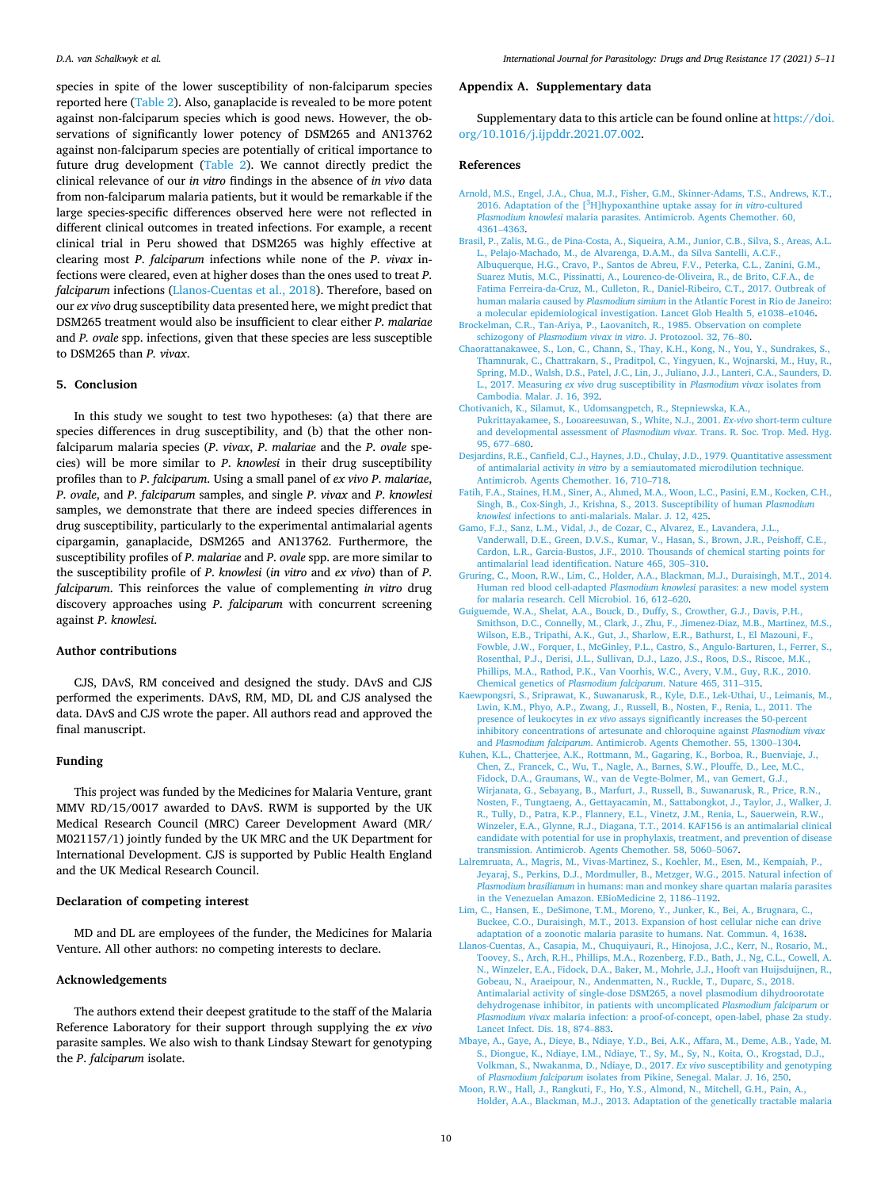species in spite of the lower susceptibility of non-falciparum species reported here (Table 2). Also, ganaplacide is revealed to be more potent against non-falciparum species which is good news. However, the observations of significantly lower potency of DSM265 and AN13762 against non-falciparum species are potentially of critical importance to future drug development (Table 2). We cannot directly predict the clinical relevance of our *in vitro* findings in the absence of *in vivo* data from non-falciparum malaria patients, but it would be remarkable if the large species-specific differences observed here were not reflected in different clinical outcomes in treated infections. For example, a recent clinical trial in Peru showed that DSM265 was highly effective at clearing most *P. falciparum* infections while none of the *P. vivax* infections were cleared, even at higher doses than the ones used to treat *P. falciparum* infections (Llanos-Cuentas et al., 2018). Therefore, based on our *ex vivo* drug susceptibility data presented here, we might predict that DSM265 treatment would also be insufficient to clear either *P. malariae* and *P. ovale* spp. infections, given that these species are less susceptible to DSM265 than *P. vivax*.

## 5. Conclusion

In this study we sought to test two hypotheses: (a) that there are species differences in drug susceptibility, and (b) that the other non-falciparum malaria species (*P. vivax*, *P. malariae* and the *P. ovale* species) will be more similar to *P. knowlesi* in their drug susceptibility profiles than to *P. falciparum*. Using a small panel of *ex vivo P. malariae*, *P. ovale*, and *P. falciparum* samples, and single *P. vivax* and *P. knowlesi* samples, we demonstrate that there are indeed species differences in drug susceptibility, particularly to the experimental antimalarial agents cipargamin, ganaplacide, DSM265 and AN13762. Furthermore, the susceptibility profiles of *P. malariae* and *P. ovale* spp. are more similar to the susceptibility profile of *P. knowlesi* (*in vitro* and *ex vivo*) than of *P. falciparum*. This reinforces the value of complementing *in vitro* drug discovery approaches using *P. falciparum* with concurrent screening against *P. knowlesi*.

## Author contributions

CJS, DAvS, RM conceived and designed the study. DAvS and CJS performed the experiments. DAvS, RM, MD, DL and CJS analysed the data. DAvS and CJS wrote the paper. All authors read and approved the final manuscript.

## Funding

This project was funded by the Medicines for Malaria Venture, grant MMV RD/15/0017 awarded to DAvS. RWM is supported by the UK Medical Research Council (MRC) Career Development Award (MR/M021157/1) jointly funded by the UK MRC and the UK Department for International Development. CJS is supported by Public Health England and the UK Medical Research Council.

## Declaration of competing interest

MD and DL are employees of the funder, the Medicines for Malaria Venture. All other authors: no competing interests to declare.

## Acknowledgements

The authors extend their deepest gratitude to the staff of the Malaria Reference Laboratory for their support through supplying the *ex vivo* parasite samples. We also wish to thank Lindsay Stewart for genotyping the *P. falciparum* isolate.

## Appendix A. Supplementary data

Supplementary data to this article can be found online at https://doi.org/10.1016/j.ijpddr.2021.07.002.

## References

Arnold, M.S., Engel, J.A., Chua, M.J., Fisher, G.M., Skinner-Adams, T.S., Andrews, K.T., 2016. Adaptation of the [$^3$H]hypoxanthine uptake assay for *in vitro*-cultured *Plasmodium knowlesi* malaria parasites. Antimicrob. Agents Chemother. 60, 4361–4363.

Brasil, P., Zalis, M.G., de Pina-Costa, A., Siqueira, A.M., Junior, C.B., Silva, S., Areas, A.L.L., Pelajo-Machado, M., de Alvarenga, D.A.M., da Silva Santelli, A.C.F., Albuquerque, H.G., Cravo, P., Santos de Abreu, F.V., Peterka, C.L., Zanini, G.M., Suarez Mutis, M.C., Pissinatti, A., Lourenco-de-Oliveira, R., de Brito, C.F.A., de Fatima Ferreira-da-Cruz, M., Culleton, R., Daniel-Ribeiro, C.T., 2017. Outbreak of human malaria caused by *Plasmodium simium* in the Atlantic Forest in Rio de Janeiro: a molecular epidemiological investigation. Lancet Glob Health 5, e1038–e1046.

Brockelman, C.R., Tan-Ariya, P., Laovanitch, R., 1985. Observation on complete schizogony of *Plasmodium vivax in vitro*. J. Protozool. 32, 76–80.

Chaorattanakawee, S., Lon, C., Chann, S., Thay, K.H., Kong, N., You, Y., Sundrakes, S., Thamnurak, C., Chattrakarn, S., Praditpol, C., Yingyuen, K., Wojnarski, M., Huy, R., Spring, M.D., Walsh, D.S., Patel, J.C., Lin, J., Juliano, J.J., Lanteri, C.A., Saunders, D.L., 2017. Measuring *ex vivo* drug susceptibility in *Plasmodium vivax* isolates from Cambodia. Malar. J. 16, 392.

Chotivanich, K., Silamut, K., Udomsangpetch, R., Stepniewska, K.A., Pukrittayakamee, S., Looareesuwan, S., White, N.J., 2001. *Ex-vivo* short-term culture and developmental assessment of *Plasmodium vivax*. Trans. R. Soc. Trop. Med. Hyg. 95, 677–680.

Desjardins, R.E., Canfield, C.J., Haynes, J.D., Chulay, J.D., 1979. Quantitative assessment of antimalarial activity *in vitro* by a semiautomated microdilution technique. Antimicrob. Agents Chemother. 16, 710–718.

Fatih, F.A., Staines, H.M., Siner, A., Ahmed, M.A., Woon, L.C., Pasini, E.M., Kocken, C.H., Singh, B., Cox-Singh, J., Krishna, S., 2013. Susceptibility of human *Plasmodium knowlesi* infections to anti-malarials. Malar. J. 12, 425.

Gamo, F.J., Sanz, L.M., Vidal, J., de Cozar, C., Alvarez, E., Lavandera, J.L., Vanderwall, D.E., Green, D.V.S., Kumar, V., Hasan, S., Brown, J.R., Peishoff, C.E., Cardon, L.R., Garcia-Bustos, J.F., 2010. Thousands of chemical starting points for antimalarial lead identification. Nature 465, 305–310.

Gruring, C., Moon, R.W., Lim, C., Holder, A.A., Blackman, M.J., Duraisingh, M.T., 2014. Human red blood cell-adapted *Plasmodium knowlesi* parasites: a new model system for malaria research. Cell Microbiol. 16, 612–620.

Guiguemde, W.A., Shelat, A.A., Bouck, D., Duffy, S., Crowther, G.J., Davis, P.H., Smithson, D.C., Connelly, M., Clark, J., Zhu, F., Jimenez-Diaz, M.B., Martinez, M.S., Wilson, E.B., Tripathi, A.K., Gut, J., Sharlow, E.R., Bathurst, I., El Mazouni, F., Fowble, J.W., Forquer, I., McGinley, P.L., Castro, S., Angulo-Barturen, I., Ferrer, S., Rosenthal, P.J., Derisi, J.L., Sullivan, D.J., Lazo, J.S., Roos, D.S., Riscoe, M.K., Phillips, M.A., Rathod, P.K., Van Voorhis, W.C., Avery, V.M., Guy, R.K., 2010. Chemical genetics of *Plasmodium falciparum*. Nature 465, 311–315.

Kaewpongsri, S., Sriprawat, K., Suwanarusk, R., Kyle, D.E., Lek-Uthai, U., Leimanis, M., Lwin, K.M., Phyo, A.P., Zwang, J., Russell, B., Nosten, F., Renia, L., 2011. The presence of leukocytes in *ex vivo* assays significantly increases the 50-percent inhibitory concentrations of artesunate and chloroquine against *Plasmodium vivax* and *Plasmodium falciparum*. Antimicrob. Agents Chemother. 55, 1300–1304.

Kuhen, K.L., Chatterjee, A.K., Rottmann, M., Gagaring, K., Borboa, R., Buenviaje, J., Chen, Z., Francek, C., Wu, T., Nagle, A., Barnes, S.W., Plouffe, D., Lee, M.C., Fidock, D.A., Graumans, W., van de Vegte-Bolmer, M., van Gemert, G.J., Wirjanata, G., Sebayang, B., Marfurt, J., Russell, B., Suwanarusk, R., Price, R.N., Nosten, F., Tungtaeng, A., Gettayacamin, M., Sattabongkot, J., Taylor, J., Walker, J.R., Tully, D., Patra, K.P., Flannery, E.L., Vinetz, J.M., Renia, L., Sauerwein, R.W., Winzeler, E.A., Glynne, R.J., Diagana, T.T., 2014. KAF156 is an antimalarial clinical candidate with potential for use in prophylaxis, treatment, and prevention of disease transmission. Antimicrob. Agents Chemother. 58, 5060–5067.

Lalremruata, A., Magris, M., Vivas-Martinez, S., Koehler, M., Esen, M., Kempaiah, P., Jeyaraj, S., Perkins, D.J., Mordmuller, B., Metzger, W.G., 2015. Natural infection of *Plasmodium brasilianum* in humans: man and monkey share quartan malaria parasites in the Venezuelan Amazon. EBioMedicine 2, 1186–1192.

Lim, C., Hansen, E., DeSimone, T.M., Moreno, Y., Junker, K., Bei, A., Brugnara, C., Buckee, C.O., Duraisingh, M.T., 2013. Expansion of host cellular niche can drive adaptation of a zoonotic malaria parasite to humans. Nat. Commun. 4, 1638.

Llanos-Cuentas, A., Casapia, M., Chuquiyauri, R., Hinojosa, J.C., Kerr, N., Rosario, M., Toovey, S., Arch, R.H., Phillips, M.A., Rozenberg, F.D., Bath, J., Ng, C.L., Cowell, A.N., Winzeler, E.A., Fidock, D.A., Baker, M., Mohrle, J.J., Hooft van Huijsduijnen, R., Gobeau, N., Araeipour, N., Andenmatten, N., Ruckle, T., Duparc, S., 2018. Antimalarial activity of single-dose DSM265, a novel plasmodium dihydroorotate dehydrogenase inhibitor, in patients with uncomplicated *Plasmodium falciparum* or *Plasmodium vivax* malaria infection: a proof-of-concept, open-label, phase 2a study. Lancet Infect. Dis. 18, 874–883.

Mbaye, A., Gaye, A., Dieye, B., Ndiaye, Y.D., Bei, A.K., Affara, M., Deme, A.B., Yade, M.S., Diongue, K., Ndiaye, I.M., Ndiaye, T., Sy, M., Sy, N., Koita, O., Krogstad, D.J., Volkman, S., Nwakanma, D., Ndiaye, D., 2017. *Ex vivo* susceptibility and genotyping of *Plasmodium falciparum* isolates from Pikine, Senegal. Malar. J. 16, 250.

Moon, R.W., Hall, J., Rangkuti, F., Ho, Y.S., Almond, N., Mitchell, G.H., Pain, A., Holder, A.A., Blackman, M.J., 2013. Adaptation of the genetically tractable malaria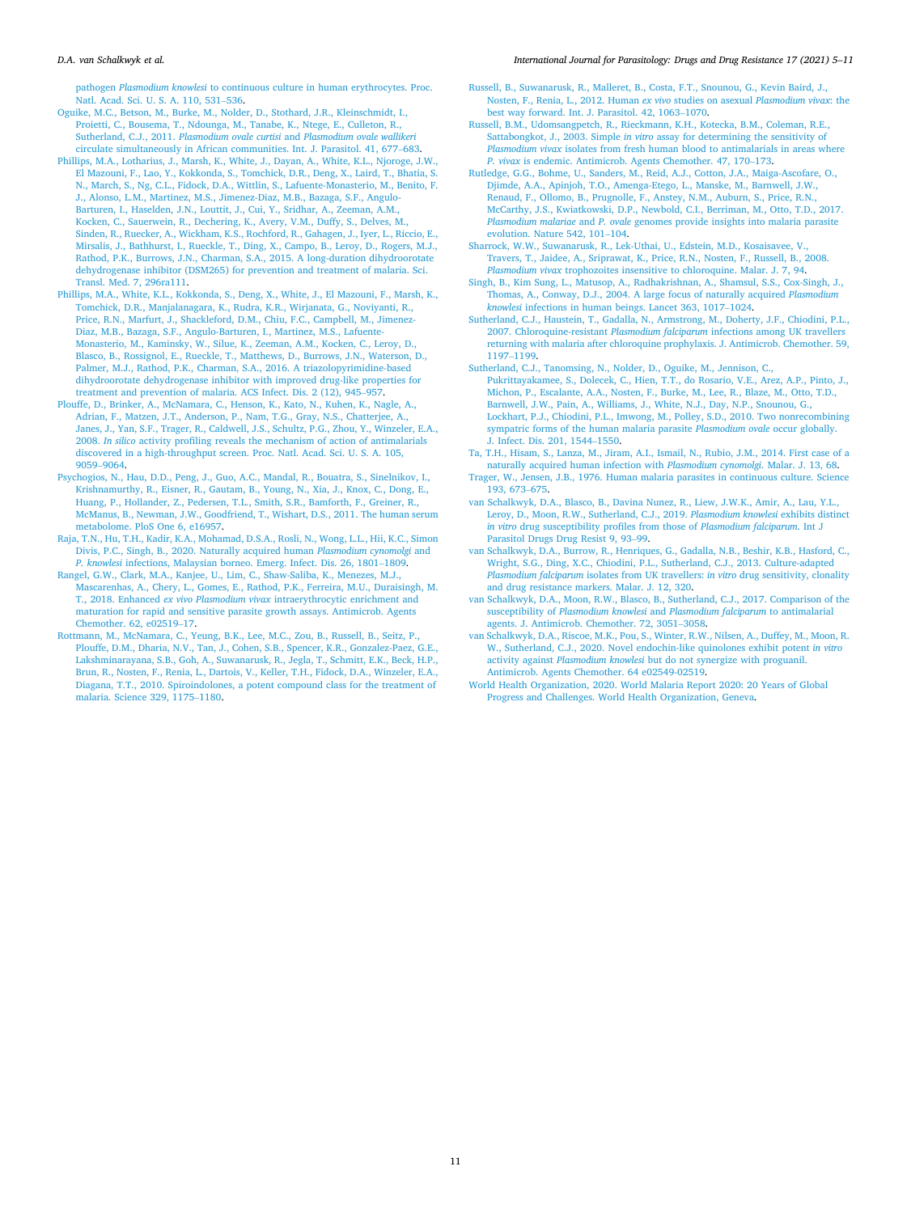pathogen *Plasmodium knowlesi* to continuous culture in human erythrocytes. Proc. Natl. Acad. Sci. U. S. A. 110, 531–536.

Oguike, M.C., Betson, M., Burke, M., Nolder, D., Stothard, J.R., Kleinschmidt, I., Proietti, C., Bousema, T., Ndounga, M., Tanabe, K., Ntege, E., Culleton, R., Sutherland, C.J., 2011. *Plasmodium ovale curtisi* and *Plasmodium ovale wallikeri* circulate simultaneously in African communities. Int. J. Parasitol. 41, 677–683.

Phillips, M.A., Lotharius, J., Marsh, K., White, J., Dayan, A., White, K.L., Njoroge, J.W., El Mazouni, F., Lao, Y., Kokkonda, S., Tomchick, D.R., Deng, X., Laird, T., Bhatia, S. N., March, S., Ng, C.L., Fidock, D.A., Wittlin, S., Lafuente-Monasterio, M., Benito, F. J., Alonso, L.M., Martinez, M.S., Jimenez-Diaz, M.B., Bazaga, S.F., Angulo-Barturen, I., Haselden, J.N., Louttit, J., Cui, Y., Sridhar, A., Zeeman, A.M., Kocken, C., Sauerwein, R., Dechering, K., Avery, V.M., Duffy, S., Delves, M., Sinden, R., Ruecker, A., Wickham, K.S., Rochford, R., Gahagen, J., Iyer, L., Riccio, E., Mirsalis, J., Bathhurst, I., Rueckle, T., Ding, X., Campo, B., Leroy, D., Rogers, M.J., Rathod, P.K., Burrows, J.N., Charman, S.A., 2015. A long-duration dihydroorotate dehydrogenase inhibitor (DSM265) for prevention and treatment of malaria. Sci. Transl. Med. 7, 296ra111.

Phillips, M.A., White, K.L., Kokkonda, S., Deng, X., White, J., El Mazouni, F., Marsh, K., Tomchick, D.R., Manjalanagara, K., Rudra, K.R., Wirjanata, G., Noviyanti, R., Price, R.N., Marfurt, J., Shackleford, D.M., Chiu, F.C., Campbell, M., Jimenez-Diaz, M.B., Bazaga, S.F., Angulo-Barturen, I., Martinez, M.S., Lafuente-Monasterio, M., Kaminsky, W., Silue, K., Zeeman, A.M., Kocken, C., Leroy, D., Blasco, B., Rossignol, E., Rueckle, T., Matthews, D., Burrows, J.N., Waterson, D., Palmer, M.J., Rathod, P.K., Charman, S.A., 2016. A triazolopyrimidine-based dihydroorotate dehydrogenase inhibitor with improved drug-like properties for treatment and prevention of malaria. ACS Infect. Dis. 2 (12), 945–957.

Plouffe, D., Brinker, A., McNamara, C., Henson, K., Kato, N., Kuhen, K., Nagle, A., Adrian, F., Matzen, J.T., Anderson, P., Nam, T.G., Gray, N.S., Chatterjee, A., Janes, J., Yan, S.F., Trager, R., Caldwell, J.S., Schultz, P.G., Zhou, Y., Winzeler, E.A., 2008. *In silico* activity profiling reveals the mechanism of action of antimalarials discovered in a high-throughput screen. Proc. Natl. Acad. Sci. U. S. A. 105, 9059–9064.

Psychogios, N., Hau, D.D., Peng, J., Guo, A.C., Mandal, R., Bouatra, S., Sinelnikov, I., Krishnamurthy, R., Eisner, R., Gautam, B., Young, N., Xia, J., Knox, C., Dong, E., Huang, P., Hollander, Z., Pedersen, T.L., Smith, S.R., Bamforth, F., Greiner, R., McManus, B., Newman, J.W., Goodfriend, T., Wishart, D.S., 2011. The human serum metabolome. PloS One 6, e16957.

Raja, T.N., Hu, T.H., Kadir, K.A., Mohamad, D.S.A., Rosli, N., Wong, L.L., Hii, K.C., Simon Divis, P.C., Singh, B., 2020. Naturally acquired human *Plasmodium cynomolgi* and *P. knowlesi* infections, Malaysian borneo. Emerg. Infect. Dis. 26, 1801–1809.

Rangel, G.W., Clark, M.A., Kanjee, U., Lim, C., Shaw-Saliba, K., Menezes, M.J., Mascarenhas, A., Chery, L., Gomes, E., Rathod, P.K., Ferreira, M.U., Duraisingh, M. T., 2018. Enhanced *ex vivo Plasmodium vivax* intraerythrocytic enrichment and maturation for rapid and sensitive parasite growth assays. Antimicrob. Agents Chemother. 62, e02519–17.

Rottmann, M., McNamara, C., Yeung, B.K., Lee, M.C., Zou, B., Russell, B., Seitz, P., Plouffe, D.M., Dharia, N.V., Tan, J., Cohen, S.B., Spencer, K.R., Gonzalez-Paez, G.E., Lakshminarayana, S.B., Goh, A., Suwanarusk, R., Jegla, T., Schmitt, E.K., Beck, H.P., Brun, R., Nosten, F., Renia, L., Dartois, V., Keller, T.H., Fidock, D.A., Winzeler, E.A., Diagana, T.T., 2010. Spiroindolones, a potent compound class for the treatment of malaria. Science 329, 1175–1180.

Russell, B., Suwanarusk, R., Malleret, B., Costa, F.T., Snounou, G., Kevin Baird, J., Nosten, F., Renia, L., 2012. Human *ex vivo* studies on asexual *Plasmodium vivax*: the best way forward. Int. J. Parasitol. 42, 1063–1070.

Russell, B.M., Udomsangpetch, R., Rieckmann, K.H., Kotecka, B.M., Coleman, R.E., Sattabongkot, J., 2003. Simple *in vitro* assay for determining the sensitivity of *Plasmodium vivax* isolates from fresh human blood to antimalarials in areas where *P. vivax* is endemic. Antimicrob. Agents Chemother. 47, 170–173.

Rutledge, G.G., Bohme, U., Sanders, M., Reid, A.J., Cotton, J.A., Maiga-Ascofare, O., Djimde, A.A., Apinjoh, T.O., Amenga-Etego, L., Manske, M., Barnwell, J.W., Renaud, F., Ollomo, B., Prugnolle, F., Anstey, N.M., Auburn, S., Price, R.N., McCarthy, J.S., Kwiatkowski, D.P., Newbold, C.I., Berriman, M., Otto, T.D., 2017. *Plasmodium malariae* and *P. ovale* genomes provide insights into malaria parasite evolution. Nature 542, 101–104.

Sharrock, W.W., Suwanarusk, R., Lek-Uthai, U., Edstein, M.D., Kosaisavee, V., Travers, T., Jaidee, A., Sriprawat, K., Price, R.N., Nosten, F., Russell, B., 2008. *Plasmodium vivax* trophozoites insensitive to chloroquine. Malar. J. 7, 94.

Singh, B., Kim Sung, L., Matusop, A., Radhakrishnan, A., Shamsul, S.S., Cox-Singh, J., Thomas, A., Conway, D.J., 2004. A large focus of naturally acquired *Plasmodium knowlesi* infections in human beings. Lancet 363, 1017–1024.

Sutherland, C.J., Haustein, T., Gadalla, N., Armstrong, M., Doherty, J.F., Chiodini, P.L., 2007. Chloroquine-resistant *Plasmodium falciparum* infections among UK travellers returning with malaria after chloroquine prophylaxis. J. Antimicrob. Chemother. 59, 1197–1199.

Sutherland, C.J., Tanomsing, N., Nolder, D., Oguike, M., Jennison, C., Pukrittayakamee, S., Dolecek, C., Hien, T.T., do Rosario, V.E., Arez, A.P., Pinto, J., Michon, P., Escalante, A.A., Nosten, F., Burke, M., Lee, R., Blaze, M., Otto, T.D., Barnwell, J.W., Pain, A., Williams, J., White, N.J., Day, N.P., Snounou, G., Lockhart, P.J., Chiodini, P.L., Imwong, M., Polley, S.D., 2010. Two nonrecombining sympatric forms of the human malaria parasite *Plasmodium ovale* occur globally. J. Infect. Dis. 201, 1544–1550.

Ta, T.H., Hisam, S., Lanza, M., Jiram, A.I., Ismail, N., Rubio, J.M., 2014. First case of a naturally acquired human infection with *Plasmodium cynomolgi*. Malar. J. 13, 68.

Trager, W., Jensen, J.B., 1976. Human malaria parasites in continuous culture. Science 193, 673–675.

van Schalkwyk, D.A., Blasco, B., Davina Nunez, R., Liew, J.W.K., Amir, A., Lau, Y.L., Leroy, D., Moon, R.W., Sutherland, C.J., 2019. *Plasmodium knowlesi* exhibits distinct *in vitro* drug susceptibility profiles from those of *Plasmodium falciparum*. Int J Parasitol Drugs Drug Resist 9, 93–99.

van Schalkwyk, D.A., Burrow, R., Henriques, G., Gadalla, N.B., Beshir, K.B., Hasford, C., Wright, S.G., Ding, X.C., Chiodini, P.L., Sutherland, C.J., 2013. Culture-adapted *Plasmodium falciparum* isolates from UK travellers: *in vitro* drug sensitivity, clonality and drug resistance markers. Malar. J. 12, 320.

van Schalkwyk, D.A., Moon, R.W., Blasco, B., Sutherland, C.J., 2017. Comparison of the susceptibility of *Plasmodium knowlesi* and *Plasmodium falciparum* to antimalarial agents. J. Antimicrob. Chemother. 72, 3051–3058.

van Schalkwyk, D.A., Riscoe, M.K., Pou, S., Winter, R.W., Nilsen, A., Duffey, M., Moon, R. W., Sutherland, C.J., 2020. Novel endochin-like quinolones exhibit potent *in vitro* activity against *Plasmodium knowlesi* but do not synergize with proguanil. Antimicrob. Agents Chemother. 64 e02549-02519.

World Health Organization, 2020. World Malaria Report 2020: 20 Years of Global Progress and Challenges. World Health Organization, Geneva.